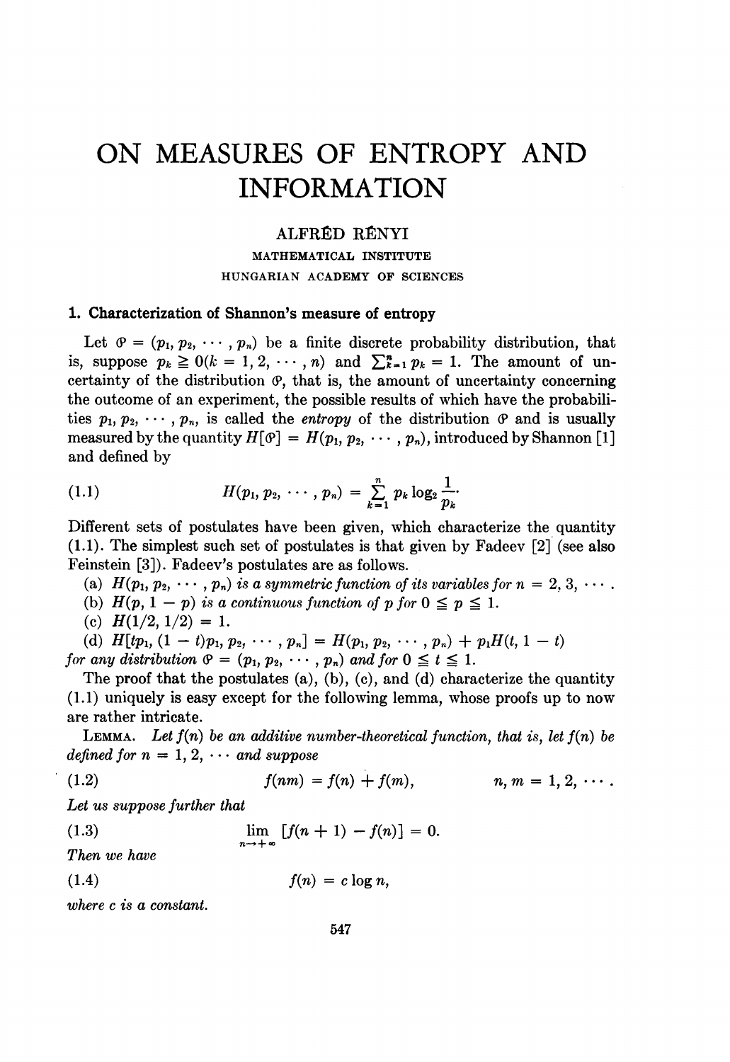# ON MEASURES OF ENTROPY AND INFORMATION

ALFRÉD RÉNYI

MATHEMATICAL INSTITUTE

HUNGARIAN ACADEMY OF SCIENCES

## 1. Characterization of Shannon's measure of entropy

Let $\mathcal{P} = (p_1, p_2, \cdots, p_n)$ be a finite discrete probability distribution, that is, suppose $p_k \geqq 0 (k = 1, 2, \cdots, n)$ and $\sum_{k=1}^{n} p_k = 1$. The amount of uncertainty of the distribution $\mathcal{P}$, that is, the amount of uncertainty concerning the outcome of an experiment, the possible results of which have the probabilities $p_1, p_2, \cdots, p_n$, is called the *entropy* of the distribution $\mathcal{P}$ and is usually measured by the quantity $H[\mathcal{P}] = H(p_1, p_2, \cdots, p_n)$, introduced by Shannon [1] and defined by

$$H(p_1, p_2, \cdots, p_n) = \sum_{k=1}^{n} p_k \log_2 \frac{1}{p_k}. \tag{1.1}$$

Different sets of postulates have been given, which characterize the quantity (1.1). The simplest such set of postulates is that given by Fadeev [2] (see also Feinstein [3]). Fadeev's postulates are as follows.

(a) *$H(p_1, p_2, \cdots, p_n)$ is a symmetric function of its variables for $n = 2, 3, \cdots$.*

(b) *$H(p, 1 - p)$ is a continuous function of $p$ for $0 \leqq p \leqq 1$.*

(c) $H(1/2, 1/2) = 1$.

(d) *$H[tp_1, (1 - t)p_1, p_2, \cdots, p_n] = H(p_1, p_2, \cdots, p_n) + p_1 H(t, 1 - t)$ for any distribution $\mathcal{P} = (p_1, p_2, \cdots, p_n)$ and for $0 \leqq t \leqq 1$.*

The proof that the postulates (a), (b), (c), and (d) characterize the quantity (1.1) uniquely is easy except for the following lemma, whose proofs up to now are rather intricate.

LEMMA. *Let $f(n)$ be an additive number-theoretical function, that is, let $f(n)$ be defined for $n = 1, 2, \cdots$ and suppose*

$$f(nm) = f(n) + f(m), \qquad n, m = 1, 2, \cdots. \tag{1.2}$$

*Let us suppose further that*

$$\lim_{n \to +\infty} [f(n + 1) - f(n)] = 0. \tag{1.3}$$

*Then we have*

$$f(n) = c \log n, \tag{1.4}$$

*where $c$ is a constant.*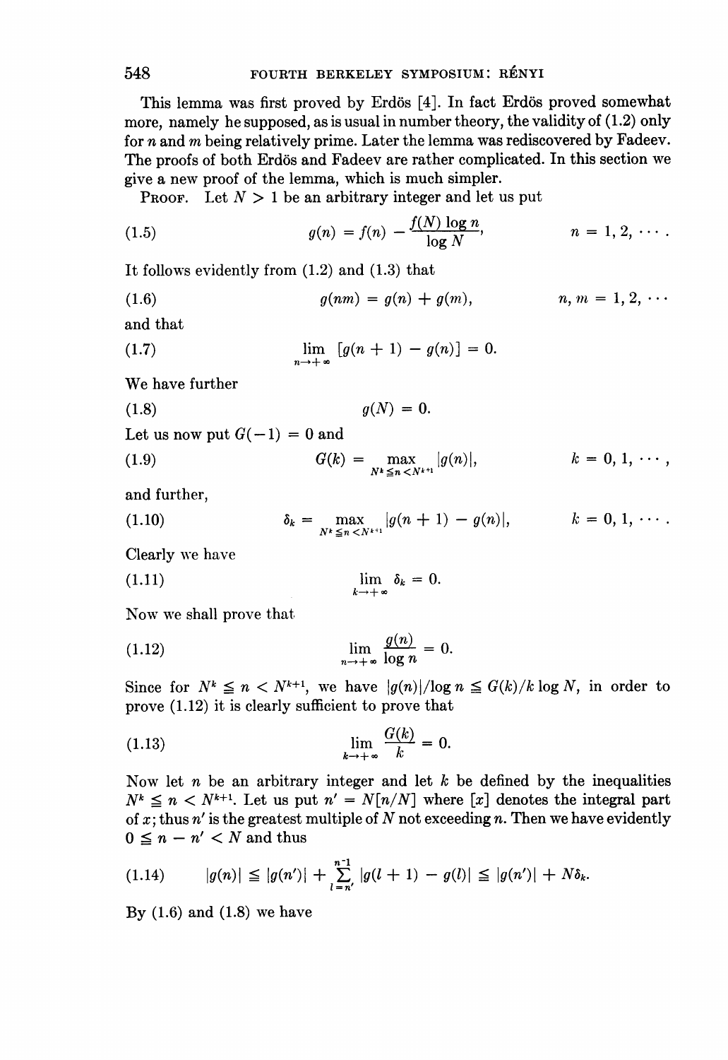This lemma was first proved by Erdös [4]. In fact Erdös proved somewhat more, namely he supposed, as is usual in number theory, the validity of (1.2) only for $n$ and $m$ being relatively prime. Later the lemma was rediscovered by Fadeev. The proofs of both Erdös and Fadeev are rather complicated. In this section we give a new proof of the lemma, which is much simpler.

PROOF. Let $N > 1$ be an arbitrary integer and let us put

$$g(n) = f(n) - \frac{f(N) \log n}{\log N}, \qquad n = 1, 2, \cdots. \tag{1.5}$$

It follows evidently from (1.2) and (1.3) that

$$g(nm) = g(n) + g(m), \qquad n, m = 1, 2, \cdots \tag{1.6}$$

and that

$$\lim_{n \to +\infty} [g(n+1) - g(n)] = 0. \tag{1.7}$$

We have further

$$g(N) = 0. \tag{1.8}$$

Let us now put $G(-1) = 0$ and

$$G(k) = \max_{N^k \leqq n < N^{k+1}} |g(n)|, \qquad k = 0, 1, \cdots, \tag{1.9}$$

and further,

$$\delta_k = \max_{N^k \leqq n < N^{k+1}} |g(n+1) - g(n)|, \qquad k = 0, 1, \cdots. \tag{1.10}$$

Clearly we have

$$\lim_{k \to +\infty} \delta_k = 0. \tag{1.11}$$

Now we shall prove that

$$\lim_{n \to +\infty} \frac{g(n)}{\log n} = 0. \tag{1.12}$$

Since for $N^k \leqq n < N^{k+1}$, we have $|g(n)|/\log n \leqq G(k)/k \log N$, in order to prove (1.12) it is clearly sufficient to prove that

$$\lim_{k \to +\infty} \frac{G(k)}{k} = 0. \tag{1.13}$$

Now let $n$ be an arbitrary integer and let $k$ be defined by the inequalities $N^k \leqq n < N^{k+1}$. Let us put $n' = N[n/N]$ where $[x]$ denotes the integral part of $x$; thus $n'$ is the greatest multiple of $N$ not exceeding $n$. Then we have evidently $0 \leqq n - n' < N$ and thus

$$|g(n)| \leqq |g(n')| + \sum_{l=n'}^{n-1} |g(l+1) - g(l)| \leqq |g(n')| + N\delta_k. \tag{1.14}$$

By (1.6) and (1.8) we have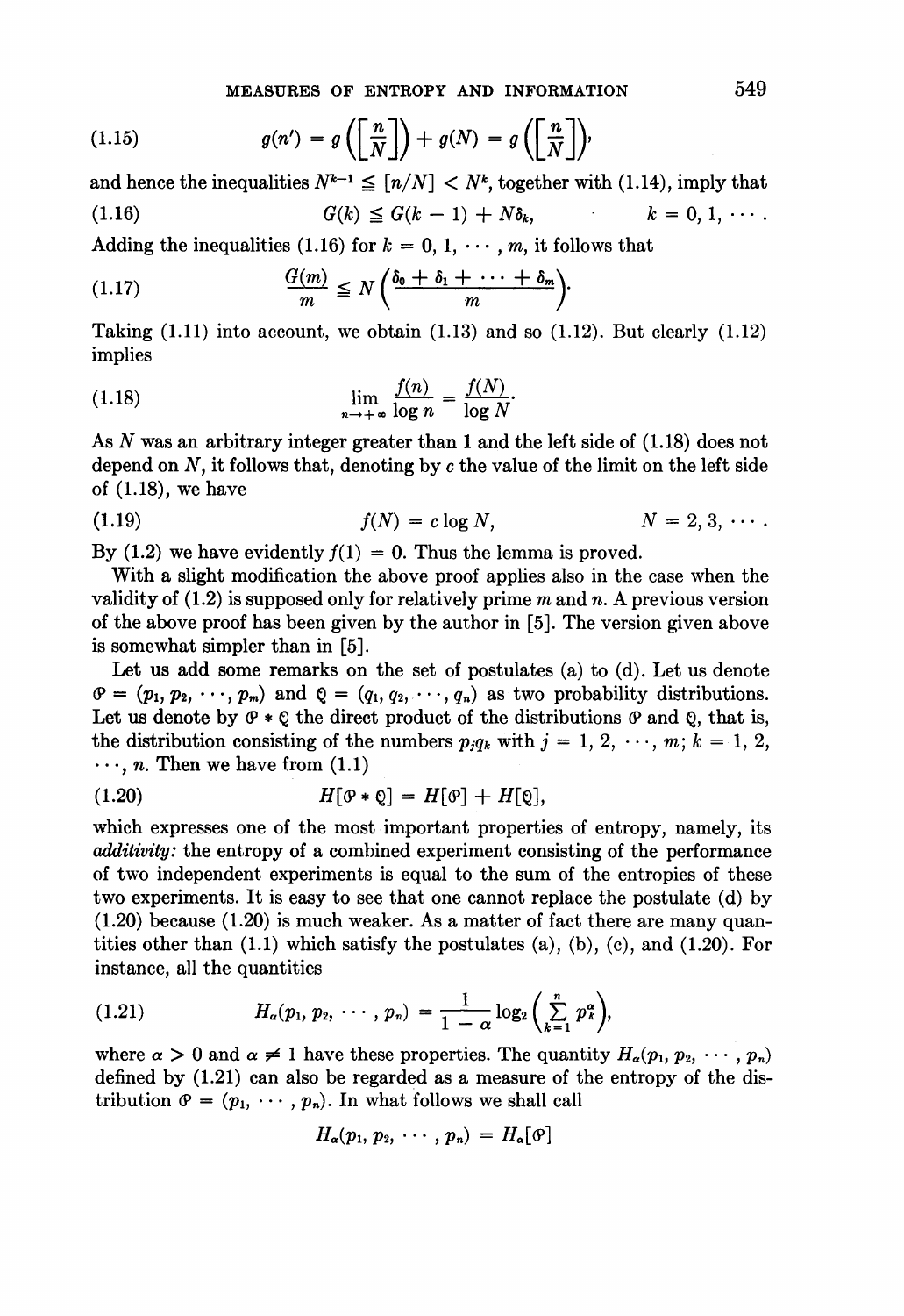$$g(n') = g\left(\left[\frac{n}{N}\right]\right) + g(N) = g\left(\left[\frac{n}{N}\right]\right), \tag{1.15}$$

and hence the inequalities $N^{k-1} \leqq [n/N] < N^k$, together with (1.14), imply that

$$G(k) \leqq G(k-1) + N\delta_k, \qquad k = 0, 1, \cdots. \tag{1.16}$$

Adding the inequalities (1.16) for $k = 0, 1, \cdots, m$, it follows that

$$\frac{G(m)}{m} \leqq N\left(\frac{\delta_0 + \delta_1 + \cdots + \delta_m}{m}\right). \tag{1.17}$$

Taking (1.11) into account, we obtain (1.13) and so (1.12). But clearly (1.12) implies

$$\lim_{n \to +\infty} \frac{f(n)}{\log n} = \frac{f(N)}{\log N}. \tag{1.18}$$

As $N$ was an arbitrary integer greater than 1 and the left side of (1.18) does not depend on $N$, it follows that, denoting by $c$ the value of the limit on the left side of (1.18), we have

$$f(N) = c \log N, \qquad N = 2, 3, \cdots. \tag{1.19}$$

By (1.2) we have evidently $f(1) = 0$. Thus the lemma is proved.

With a slight modification the above proof applies also in the case when the validity of (1.2) is supposed only for relatively prime $m$ and $n$. A previous version of the above proof has been given by the author in [5]. The version given above is somewhat simpler than in [5].

Let us add some remarks on the set of postulates (a) to (d). Let us denote $\mathcal{P} = (p_1, p_2, \cdots, p_m)$ and $\mathcal{Q} = (q_1, q_2, \cdots, q_n)$ as two probability distributions. Let us denote by $\mathcal{P} * \mathcal{Q}$ the direct product of the distributions $\mathcal{P}$ and $\mathcal{Q}$, that is, the distribution consisting of the numbers $p_j q_k$ with $j = 1, 2, \cdots, m$; $k = 1, 2, \cdots, n$. Then we have from (1.1)

$$H[\mathcal{P} * \mathcal{Q}] = H[\mathcal{P}] + H[\mathcal{Q}], \tag{1.20}$$

which expresses one of the most important properties of entropy, namely, its *additivity:* the entropy of a combined experiment consisting of the performance of two independent experiments is equal to the sum of the entropies of these two experiments. It is easy to see that one cannot replace the postulate (d) by (1.20) because (1.20) is much weaker. As a matter of fact there are many quantities other than (1.1) which satisfy the postulates (a), (b), (c), and (1.20). For instance, all the quantities

$$H_\alpha(p_1, p_2, \cdots, p_n) = \frac{1}{1-\alpha} \log_2 \left(\sum_{k=1}^{n} p_k^\alpha\right), \tag{1.21}$$

where $\alpha > 0$ and $\alpha \neq 1$ have these properties. The quantity $H_\alpha(p_1, p_2, \cdots, p_n)$ defined by (1.21) can also be regarded as a measure of the entropy of the distribution $\mathcal{P} = (p_1, \cdots, p_n)$. In what follows we shall call

$$H_\alpha(p_1, p_2, \cdots, p_n) = H_\alpha[\mathcal{P}]$$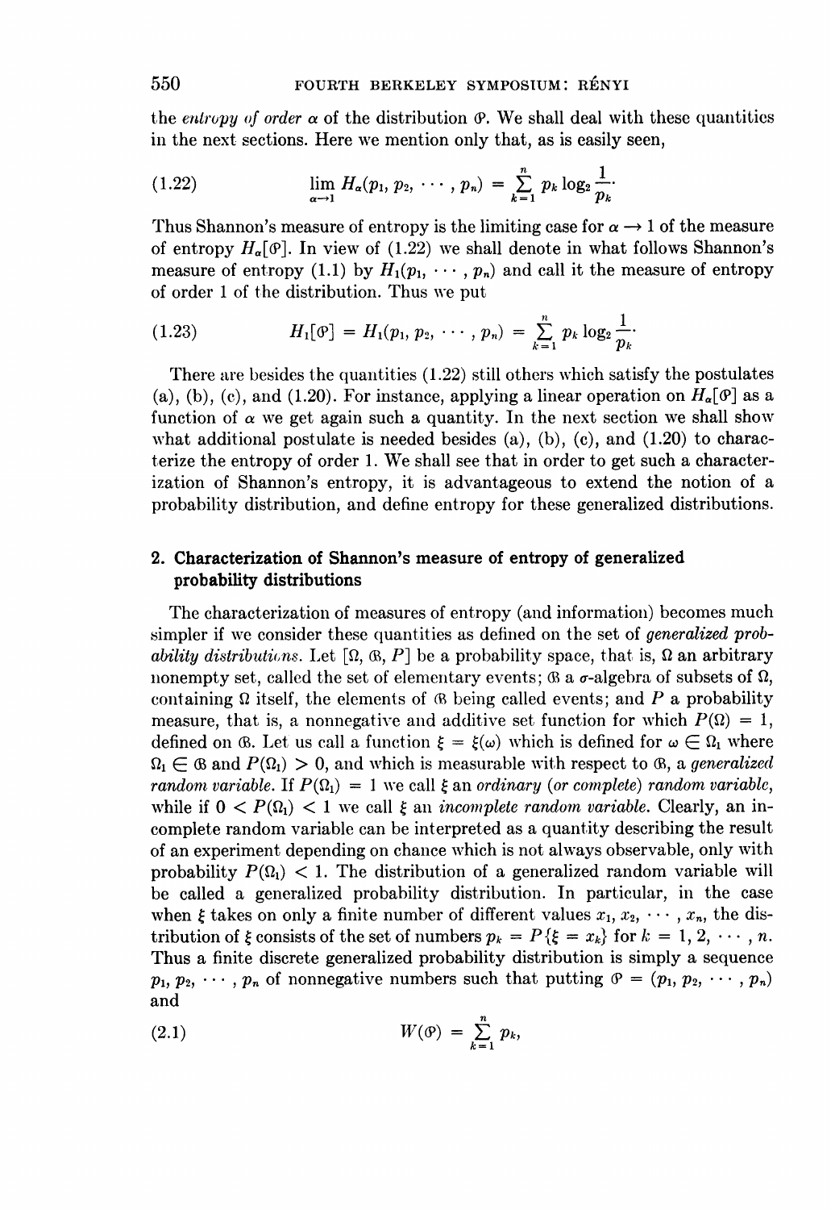the *entropy of order* $\alpha$ of the distribution $\mathcal{P}$. We shall deal with these quantities in the next sections. Here we mention only that, as is easily seen,

$$\lim_{\alpha \to 1} H_\alpha(p_1, p_2, \cdots, p_n) = \sum_{k=1}^{n} p_k \log_2 \frac{1}{p_k}. \tag{1.22}$$

Thus Shannon's measure of entropy is the limiting case for $\alpha \to 1$ of the measure of entropy $H_\alpha[\mathcal{P}]$. In view of (1.22) we shall denote in what follows Shannon's measure of entropy (1.1) by $H_1(p_1, \cdots, p_n)$ and call it the measure of entropy of order 1 of the distribution. Thus we put

$$H_1[\mathcal{P}] = H_1(p_1, p_2, \cdots, p_n) = \sum_{k=1}^{n} p_k \log_2 \frac{1}{p_k}. \tag{1.23}$$

There are besides the quantities (1.22) still others which satisfy the postulates (a), (b), (c), and (1.20). For instance, applying a linear operation on $H_\alpha[\mathcal{P}]$ as a function of $\alpha$ we get again such a quantity. In the next section we shall show what additional postulate is needed besides (a), (b), (c), and (1.20) to characterize the entropy of order 1. We shall see that in order to get such a characterization of Shannon's entropy, it is advantageous to extend the notion of a probability distribution, and define entropy for these generalized distributions.

## 2. Characterization of Shannon's measure of entropy of generalized probability distributions

The characterization of measures of entropy (and information) becomes much simpler if we consider these quantities as defined on the set of *generalized probability distributions*. Let $[\Omega, \mathcal{B}, P]$ be a probability space, that is, $\Omega$ an arbitrary nonempty set, called the set of elementary events; $\mathcal{B}$ a $\sigma$-algebra of subsets of $\Omega$, containing $\Omega$ itself, the elements of $\mathcal{B}$ being called events; and $P$ a probability measure, that is, a nonnegative and additive set function for which $P(\Omega) = 1$, defined on $\mathcal{B}$. Let us call a function $\xi = \xi(\omega)$ which is defined for $\omega \in \Omega_1$ where $\Omega_1 \in \mathcal{B}$ and $P(\Omega_1) > 0$, and which is measurable with respect to $\mathcal{B}$, a *generalized random variable*. If $P(\Omega_1) = 1$ we call $\xi$ an *ordinary (or complete) random variable*, while if $0 < P(\Omega_1) < 1$ we call $\xi$ an *incomplete random variable*. Clearly, an incomplete random variable can be interpreted as a quantity describing the result of an experiment depending on chance which is not always observable, only with probability $P(\Omega_1) < 1$. The distribution of a generalized random variable will be called a generalized probability distribution. In particular, in the case when $\xi$ takes on only a finite number of different values $x_1, x_2, \cdots, x_n$, the distribution of $\xi$ consists of the set of numbers $p_k = P\{\xi = x_k\}$ for $k = 1, 2, \cdots, n$. Thus a finite discrete generalized probability distribution is simply a sequence $p_1, p_2, \cdots, p_n$ of nonnegative numbers such that putting $\mathcal{P} = (p_1, p_2, \cdots, p_n)$ and

$$W(\mathcal{P}) = \sum_{k=1}^{n} p_k, \tag{2.1}$$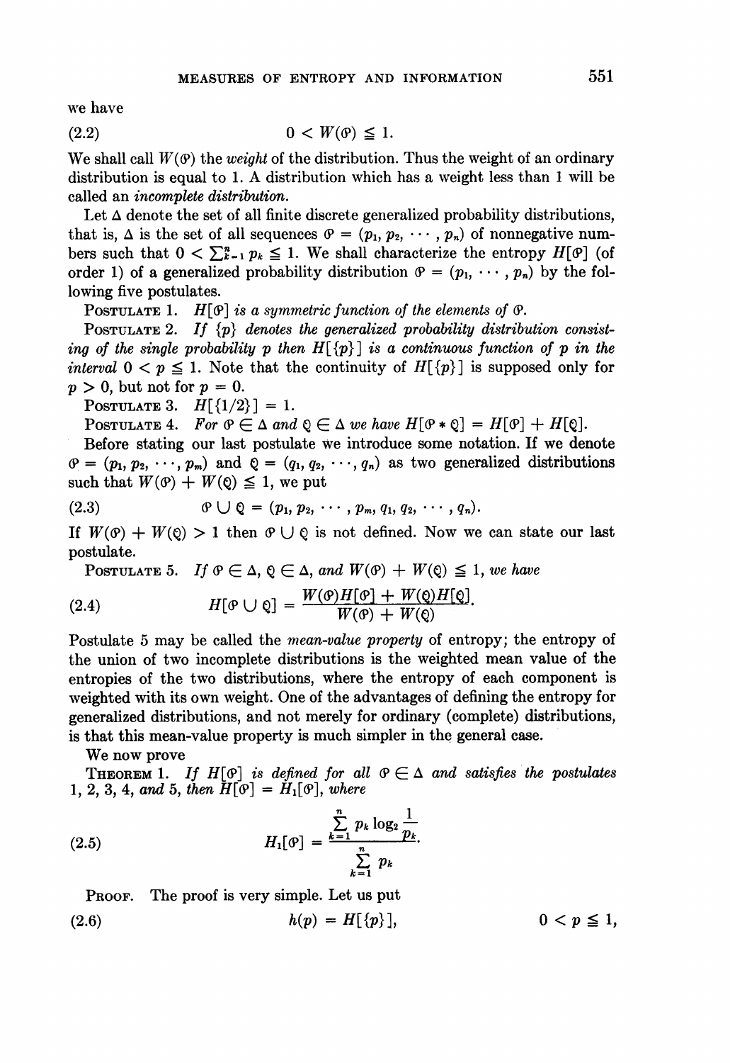we have

$$0 < W(\mathcal{P}) \leqq 1. \tag{2.2}$$

We shall call $W(\mathcal{P})$ the *weight* of the distribution. Thus the weight of an ordinary distribution is equal to 1. A distribution which has a weight less than 1 will be called an *incomplete distribution.*

Let $\Delta$ denote the set of all finite discrete generalized probability distributions, that is, $\Delta$ is the set of all sequences $\mathcal{P} = (p_1, p_2, \cdots, p_n)$ of nonnegative numbers such that $0 < \sum_{k=1}^{n} p_k \leqq 1$. We shall characterize the entropy $H[\mathcal{P}]$ (of order 1) of a generalized probability distribution $\mathcal{P} = (p_1, \cdots, p_n)$ by the following five postulates.

POSTULATE 1. *$H[\mathcal{P}]$ is a symmetric function of the elements of $\mathcal{P}$.*

POSTULATE 2. *If $\{p\}$ denotes the generalized probability distribution consisting of the single probability $p$ then $H[\{p\}]$ is a continuous function of $p$ in the interval $0 < p \leqq 1$.* Note that the continuity of $H[\{p\}]$ is supposed only for $p > 0$, but not for $p = 0$.

POSTULATE 3. $H[\{1/2\}] = 1$.

POSTULATE 4. *For $\mathcal{P} \in \Delta$ and $\mathcal{Q} \in \Delta$ we have $H[\mathcal{P} * \mathcal{Q}] = H[\mathcal{P}] + H[\mathcal{Q}]$.*

Before stating our last postulate we introduce some notation. If we denote $\mathcal{P} = (p_1, p_2, \cdots, p_m)$ and $\mathcal{Q} = (q_1, q_2, \cdots, q_n)$ as two generalized distributions such that $W(\mathcal{P}) + W(\mathcal{Q}) \leqq 1$, we put

$$\mathcal{P} \cup \mathcal{Q} = (p_1, p_2, \cdots, p_m, q_1, q_2, \cdots, q_n). \tag{2.3}$$

If $W(\mathcal{P}) + W(\mathcal{Q}) > 1$ then $\mathcal{P} \cup \mathcal{Q}$ is not defined. Now we can state our last postulate.

POSTULATE 5. *If $\mathcal{P} \in \Delta$, $\mathcal{Q} \in \Delta$, and $W(\mathcal{P}) + W(\mathcal{Q}) \leqq 1$, we have*

$$H[\mathcal{P} \cup \mathcal{Q}] = \frac{W(\mathcal{P})H[\mathcal{P}] + W(\mathcal{Q})H[\mathcal{Q}]}{W(\mathcal{P}) + W(\mathcal{Q})}. \tag{2.4}$$

Postulate 5 may be called the *mean-value property* of entropy; the entropy of the union of two incomplete distributions is the weighted mean value of the entropies of the two distributions, where the entropy of each component is weighted with its own weight. One of the advantages of defining the entropy for generalized distributions, and not merely for ordinary (complete) distributions, is that this mean-value property is much simpler in the general case.

We now prove

THEOREM 1. *If $H[\mathcal{P}]$ is defined for all $\mathcal{P} \in \Delta$ and satisfies the postulates 1, 2, 3, 4, and 5, then $H[\mathcal{P}] = H_1[\mathcal{P}]$, where*

$$H_1[\mathcal{P}] = \frac{\sum_{k=1}^{n} p_k \log_2 \frac{1}{p_k}}{\sum_{k=1}^{n} p_k}. \tag{2.5}$$

PROOF. The proof is very simple. Let us put

$$h(p) = H[\{p\}], \qquad 0 < p \leqq 1, \tag{2.6}$$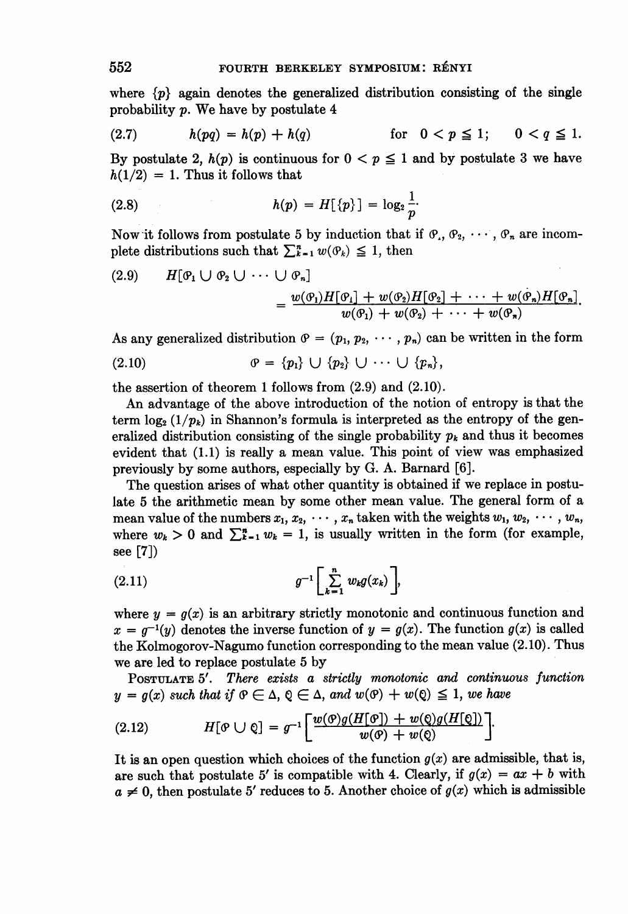where $\{p\}$ again denotes the generalized distribution consisting of the single probability $p$. We have by postulate 4

$$h(pq) = h(p) + h(q) \qquad \text{for } 0 < p \leqq 1; \quad 0 < q \leqq 1. \tag{2.7}$$

By postulate 2, $h(p)$ is continuous for $0 < p \leqq 1$ and by postulate 3 we have $h(1/2) = 1$. Thus it follows that

$$h(p) = H[\{p\}] = \log_2 \frac{1}{p}. \tag{2.8}$$

Now it follows from postulate 5 by induction that if $\mathcal{P}_1, \mathcal{P}_2, \cdots, \mathcal{P}_n$ are incomplete distributions such that $\sum_{k=1}^{n} w(\mathcal{P}_k) \leqq 1$, then

$$H[\mathcal{P}_1 \cup \mathcal{P}_2 \cup \cdots \cup \mathcal{P}_n] = \frac{w(\mathcal{P}_1)H[\mathcal{P}_1] + w(\mathcal{P}_2)H[\mathcal{P}_2] + \cdots + w(\mathcal{P}_n)H[\mathcal{P}_n]}{w(\mathcal{P}_1) + w(\mathcal{P}_2) + \cdots + w(\mathcal{P}_n)}. \tag{2.9}$$

As any generalized distribution $\mathcal{P} = (p_1, p_2, \cdots, p_n)$ can be written in the form

$$\mathcal{P} = \{p_1\} \cup \{p_2\} \cup \cdots \cup \{p_n\}, \tag{2.10}$$

the assertion of theorem 1 follows from (2.9) and (2.10).

An advantage of the above introduction of the notion of entropy is that the term $\log_2 (1/p_k)$ in Shannon's formula is interpreted as the entropy of the generalized distribution consisting of the single probability $p_k$ and thus it becomes evident that (1.1) is really a mean value. This point of view was emphasized previously by some authors, especially by G. A. Barnard [6].

The question arises of what other quantity is obtained if we replace in postulate 5 the arithmetic mean by some other mean value. The general form of a mean value of the numbers $x_1, x_2, \cdots, x_n$ taken with the weights $w_1, w_2, \cdots, w_n$, where $w_k > 0$ and $\sum_{k=1}^{n} w_k = 1$, is usually written in the form (for example, see [7])

$$g^{-1}\left[\sum_{k=1}^{n} w_k g(x_k)\right], \tag{2.11}$$

where $y = g(x)$ is an arbitrary strictly monotonic and continuous function and $x = g^{-1}(y)$ denotes the inverse function of $y = g(x)$. The function $g(x)$ is called the Kolmogorov-Nagumo function corresponding to the mean value (2.10). Thus we are led to replace postulate 5 by

POSTULATE 5′. *There exists a strictly monotonic and continuous function* $y = g(x)$ *such that if* $\mathcal{P} \in \Delta$, $\mathcal{Q} \in \Delta$, *and* $w(\mathcal{P}) + w(\mathcal{Q}) \leqq 1$, *we have*

$$H[\mathcal{P} \cup \mathcal{Q}] = g^{-1}\left[\frac{w(\mathcal{P})g(H[\mathcal{P}]) + w(\mathcal{Q})g(H[\mathcal{Q}])}{w(\mathcal{P}) + w(\mathcal{Q})}\right]. \tag{2.12}$$

It is an open question which choices of the function $g(x)$ are admissible, that is, are such that postulate 5′ is compatible with 4. Clearly, if $g(x) = ax + b$ with $a \neq 0$, then postulate 5′ reduces to 5. Another choice of $g(x)$ which is admissible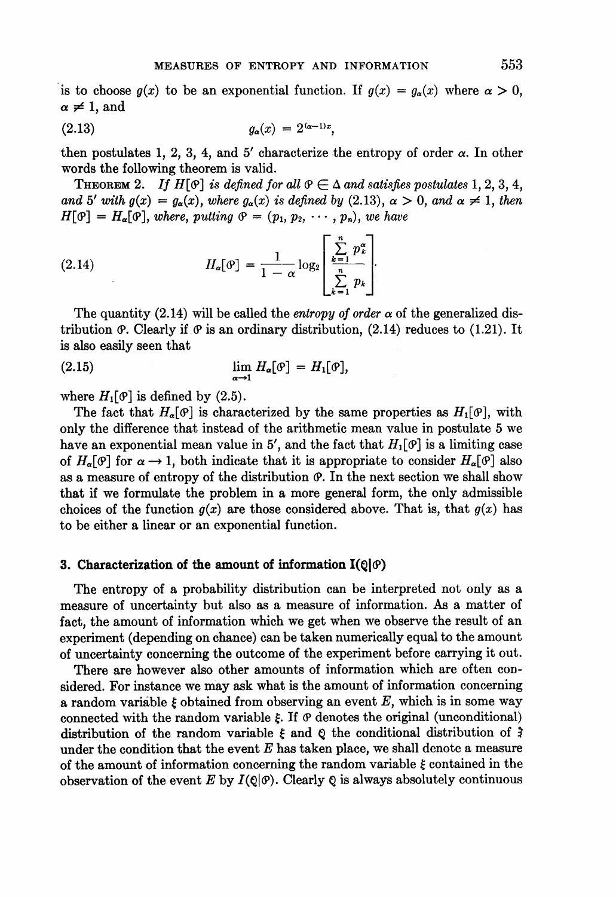is to choose $g(x)$ to be an exponential function. If $g(x) = g_\alpha(x)$ where $\alpha > 0$, $\alpha \neq 1$, and

$$g_\alpha(x) = 2^{(\alpha-1)x}, \tag{2.13}$$

then postulates 1, 2, 3, 4, and 5′ characterize the entropy of order $\alpha$. In other words the following theorem is valid.

THEOREM 2. *If $H[\mathcal{P}]$ is defined for all $\mathcal{P} \in \Delta$ and satisfies postulates 1, 2, 3, 4, and 5′ with $g(x) = g_\alpha(x)$, where $g_\alpha(x)$ is defined by (2.13), $\alpha > 0$, and $\alpha \neq 1$, then $H[\mathcal{P}] = H_\alpha[\mathcal{P}]$, where, putting $\mathcal{P} = (p_1, p_2, \cdots, p_n)$, we have*

$$H_\alpha[\mathcal{P}] = \frac{1}{1-\alpha} \log_2 \left[ \frac{\sum_{k=1}^{n} p_k^\alpha}{\sum_{k=1}^{n} p_k} \right]. \tag{2.14}$$

The quantity (2.14) will be called the *entropy of order* $\alpha$ of the generalized distribution $\mathcal{P}$. Clearly if $\mathcal{P}$ is an ordinary distribution, (2.14) reduces to (1.21). It is also easily seen that

$$\lim_{\alpha \to 1} H_\alpha[\mathcal{P}] = H_1[\mathcal{P}], \tag{2.15}$$

where $H_1[\mathcal{P}]$ is defined by (2.5).

The fact that $H_\alpha[\mathcal{P}]$ is characterized by the same properties as $H_1[\mathcal{P}]$, with only the difference that instead of the arithmetic mean value in postulate 5 we have an exponential mean value in 5′, and the fact that $H_1[\mathcal{P}]$ is a limiting case of $H_\alpha[\mathcal{P}]$ for $\alpha \to 1$, both indicate that it is appropriate to consider $H_\alpha[\mathcal{P}]$ also as a measure of entropy of the distribution $\mathcal{P}$. In the next section we shall show that if we formulate the problem in a more general form, the only admissible choices of the function $g(x)$ are those considered above. That is, that $g(x)$ has to be either a linear or an exponential function.

## 3. Characterization of the amount of information $I(\mathcal{Q}|\mathcal{P})$

The entropy of a probability distribution can be interpreted not only as a measure of uncertainty but also as a measure of information. As a matter of fact, the amount of information which we get when we observe the result of an experiment (depending on chance) can be taken numerically equal to the amount of uncertainty concerning the outcome of the experiment before carrying it out.

There are however also other amounts of information which are often considered. For instance we may ask what is the amount of information concerning a random variable $\xi$ obtained from observing an event $E$, which is in some way connected with the random variable $\xi$. If $\mathcal{P}$ denotes the original (unconditional) distribution of the random variable $\xi$ and $\mathcal{Q}$ the conditional distribution of $\xi$ under the condition that the event $E$ has taken place, we shall denote a measure of the amount of information concerning the random variable $\xi$ contained in the observation of the event $E$ by $I(\mathcal{Q}|\mathcal{P})$. Clearly $\mathcal{Q}$ is always absolutely continuous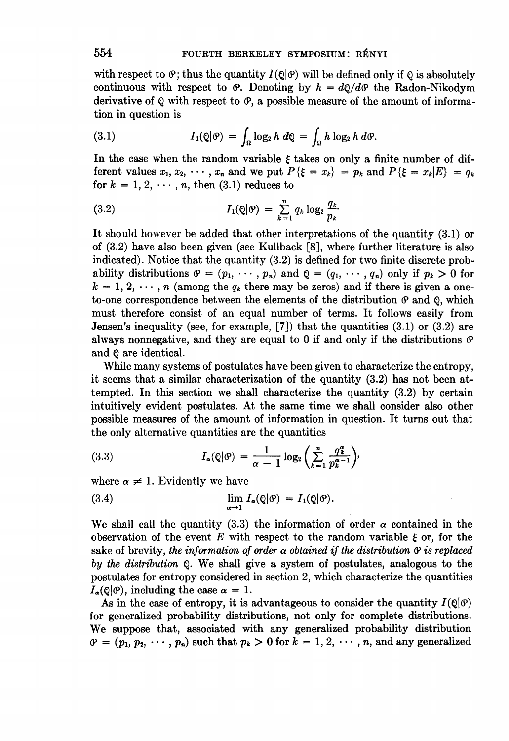with respect to $\mathcal{P}$; thus the quantity $I(\mathcal{Q}|\mathcal{P})$ will be defined only if $\mathcal{Q}$ is absolutely continuous with respect to $\mathcal{P}$. Denoting by $h = d\mathcal{Q}/d\mathcal{P}$ the Radon-Nikodym derivative of $\mathcal{Q}$ with respect to $\mathcal{P}$, a possible measure of the amount of information in question is

$$I_1(\mathcal{Q}|\mathcal{P}) = \int_\Omega \log_2 h \, d\mathcal{Q} = \int_\Omega h \log_2 h \, d\mathcal{P}. \tag{3.1}$$

In the case when the random variable $\xi$ takes on only a finite number of different values $x_1, x_2, \cdots, x_n$ and we put $P\{\xi = x_k\} = p_k$ and $P\{\xi = x_k|E\} = q_k$ for $k = 1, 2, \cdots, n$, then (3.1) reduces to

$$I_1(\mathcal{Q}|\mathcal{P}) = \sum_{k=1}^{n} q_k \log_2 \frac{q_k}{p_k}. \tag{3.2}$$

It should however be added that other interpretations of the quantity (3.1) or of (3.2) have also been given (see Kullback [8], where further literature is also indicated). Notice that the quantity (3.2) is defined for two finite discrete probability distributions $\mathcal{P} = (p_1, \cdots, p_n)$ and $\mathcal{Q} = (q_1, \cdots, q_n)$ only if $p_k > 0$ for $k = 1, 2, \cdots, n$ (among the $q_k$ there may be zeros) and if there is given a one-to-one correspondence between the elements of the distribution $\mathcal{P}$ and $\mathcal{Q}$, which must therefore consist of an equal number of terms. It follows easily from Jensen's inequality (see, for example, [7]) that the quantities (3.1) or (3.2) are always nonnegative, and they are equal to 0 if and only if the distributions $\mathcal{P}$ and $\mathcal{Q}$ are identical.

While many systems of postulates have been given to characterize the entropy, it seems that a similar characterization of the quantity (3.2) has not been attempted. In this section we shall characterize the quantity (3.2) by certain intuitively evident postulates. At the same time we shall consider also other possible measures of the amount of information in question. It turns out that the only alternative quantities are the quantities

$$I_\alpha(\mathcal{Q}|\mathcal{P}) = \frac{1}{\alpha - 1} \log_2 \left( \sum_{k=1}^{n} \frac{q_k^\alpha}{p_k^{\alpha-1}} \right), \tag{3.3}$$

where $\alpha \neq 1$. Evidently we have

$$\lim_{\alpha \to 1} I_\alpha(\mathcal{Q}|\mathcal{P}) = I_1(\mathcal{Q}|\mathcal{P}). \tag{3.4}$$

We shall call the quantity (3.3) the information of order $\alpha$ contained in the observation of the event $E$ with respect to the random variable $\xi$ or, for the sake of brevity, *the information of order $\alpha$ obtained if the distribution $\mathcal{P}$ is replaced by the distribution $\mathcal{Q}$*. We shall give a system of postulates, analogous to the postulates for entropy considered in section 2, which characterize the quantities $I_\alpha(\mathcal{Q}|\mathcal{P})$, including the case $\alpha = 1$.

As in the case of entropy, it is advantageous to consider the quantity $I(\mathcal{Q}|\mathcal{P})$ for generalized probability distributions, not only for complete distributions. We suppose that, associated with any generalized probability distribution $\mathcal{P} = (p_1, p_2, \cdots, p_n)$ such that $p_k > 0$ for $k = 1, 2, \cdots, n$, and any generalized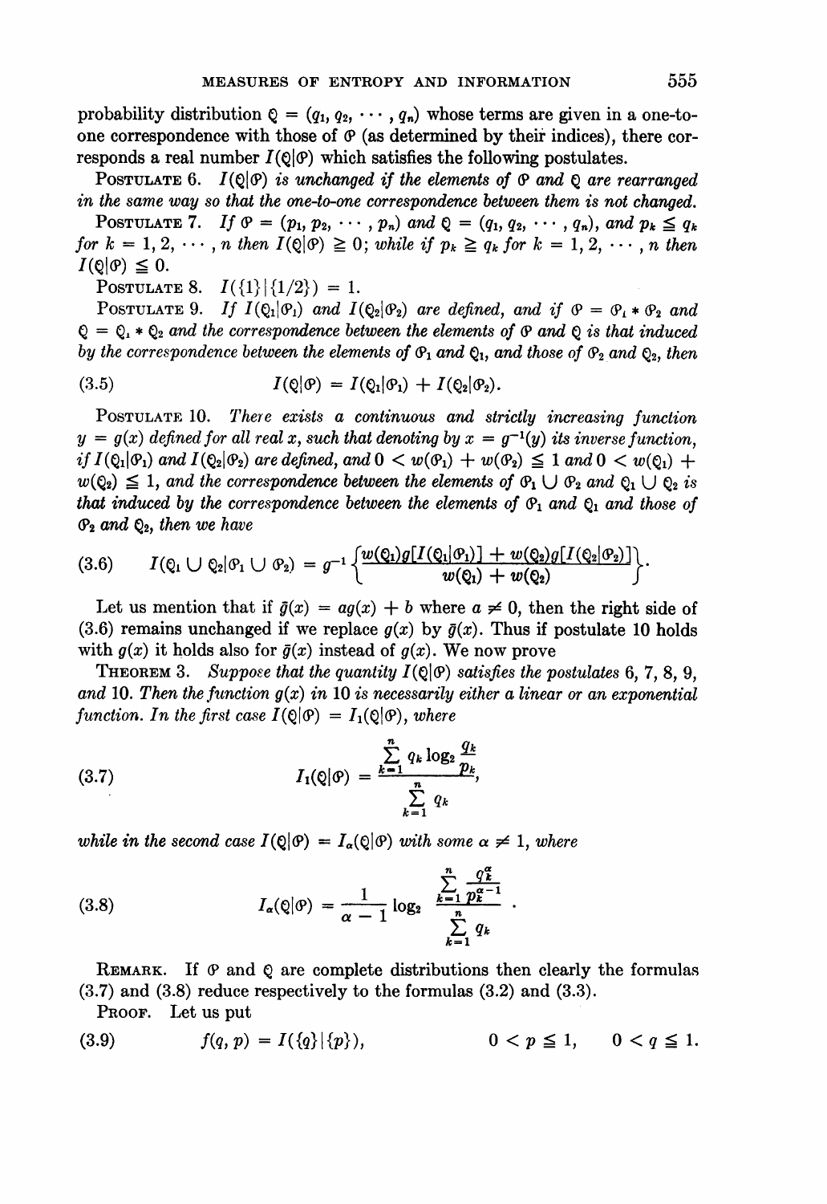probability distribution $\mathcal{Q} = (q_1, q_2, \cdots, q_n)$ whose terms are given in a one-to-one correspondence with those of $\mathcal{P}$ (as determined by their indices), there corresponds a real number $I(\mathcal{Q}|\mathcal{P})$ which satisfies the following postulates.

POSTULATE 6. *$I(\mathcal{Q}|\mathcal{P})$ is unchanged if the elements of $\mathcal{P}$ and $\mathcal{Q}$ are rearranged in the same way so that the one-to-one correspondence between them is not changed.*

POSTULATE 7. *If $\mathcal{P} = (p_1, p_2, \cdots, p_n)$ and $\mathcal{Q} = (q_1, q_2, \cdots, q_n)$, and $p_k \leq q_k$ for $k = 1, 2, \cdots, n$ then $I(\mathcal{Q}|\mathcal{P}) \geq 0$; while if $p_k \geq q_k$ for $k = 1, 2, \cdots, n$ then $I(\mathcal{Q}|\mathcal{P}) \leq 0$.*

POSTULATE 8. $I(\{1\}|\{1/2\}) = 1.$

POSTULATE 9. *If $I(\mathcal{Q}_1|\mathcal{P}_1)$ and $I(\mathcal{Q}_2|\mathcal{P}_2)$ are defined, and if $\mathcal{P} = \mathcal{P}_1 * \mathcal{P}_2$ and $\mathcal{Q} = \mathcal{Q}_1 * \mathcal{Q}_2$ and the correspondence between the elements of $\mathcal{P}$ and $\mathcal{Q}$ is that induced by the correspondence between the elements of $\mathcal{P}_1$ and $\mathcal{Q}_1$, and those of $\mathcal{P}_2$ and $\mathcal{Q}_2$, then*

$$I(\mathcal{Q}|\mathcal{P}) = I(\mathcal{Q}_1|\mathcal{P}_1) + I(\mathcal{Q}_2|\mathcal{P}_2). \tag{3.5}$$

POSTULATE 10. *There exists a continuous and strictly increasing function $y = g(x)$ defined for all real $x$, such that denoting by $x = g^{-1}(y)$ its inverse function, if $I(\mathcal{Q}_1|\mathcal{P}_1)$ and $I(\mathcal{Q}_2|\mathcal{P}_2)$ are defined, and $0 < w(\mathcal{P}_1) + w(\mathcal{P}_2) \leq 1$ and $0 < w(\mathcal{Q}_1) + w(\mathcal{Q}_2) \leq 1$, and the correspondence between the elements of $\mathcal{P}_1 \cup \mathcal{P}_2$ and $\mathcal{Q}_1 \cup \mathcal{Q}_2$ is that induced by the correspondence between the elements of $\mathcal{P}_1$ and $\mathcal{Q}_1$ and those of $\mathcal{P}_2$ and $\mathcal{Q}_2$, then we have*

$$I(\mathcal{Q}_1 \cup \mathcal{Q}_2|\mathcal{P}_1 \cup \mathcal{P}_2) = g^{-1}\left\{\frac{w(\mathcal{Q}_1)g[I(\mathcal{Q}_1|\mathcal{P}_1)] + w(\mathcal{Q}_2)g[I(\mathcal{Q}_2|\mathcal{P}_2)]}{w(\mathcal{Q}_1) + w(\mathcal{Q}_2)}\right\}. \tag{3.6}$$

Let us mention that if $\bar{g}(x) = ag(x) + b$ where $a \neq 0$, then the right side of (3.6) remains unchanged if we replace $g(x)$ by $\bar{g}(x)$. Thus if postulate 10 holds with $g(x)$ it holds also for $\bar{g}(x)$ instead of $g(x)$. We now prove

THEOREM 3. *Suppose that the quantity $I(\mathcal{Q}|\mathcal{P})$ satisfies the postulates 6, 7, 8, 9, and 10. Then the function $g(x)$ in 10 is necessarily either a linear or an exponential function. In the first case $I(\mathcal{Q}|\mathcal{P}) = I_1(\mathcal{Q}|\mathcal{P})$, where*

$$I_1(\mathcal{Q}|\mathcal{P}) = \frac{\sum_{k=1}^{n} q_k \log_2 \frac{q_k}{p_k}}{\sum_{k=1}^{n} q_k}, \tag{3.7}$$

*while in the second case $I(\mathcal{Q}|\mathcal{P}) = I_\alpha(\mathcal{Q}|\mathcal{P})$ with some $\alpha \neq 1$, where*

$$I_\alpha(\mathcal{Q}|\mathcal{P}) = \frac{1}{\alpha - 1} \log_2 \frac{\sum_{k=1}^{n} \frac{q_k^\alpha}{p_k^{\alpha-1}}}{\sum_{k=1}^{n} q_k}. \tag{3.8}$$

REMARK. If $\mathcal{P}$ and $\mathcal{Q}$ are complete distributions then clearly the formulas (3.7) and (3.8) reduce respectively to the formulas (3.2) and (3.3).

PROOF. Let us put

$$f(q, p) = I(\{q\}|\{p\}), \qquad 0 < p \leq 1, \quad 0 < q \leq 1. \tag{3.9}$$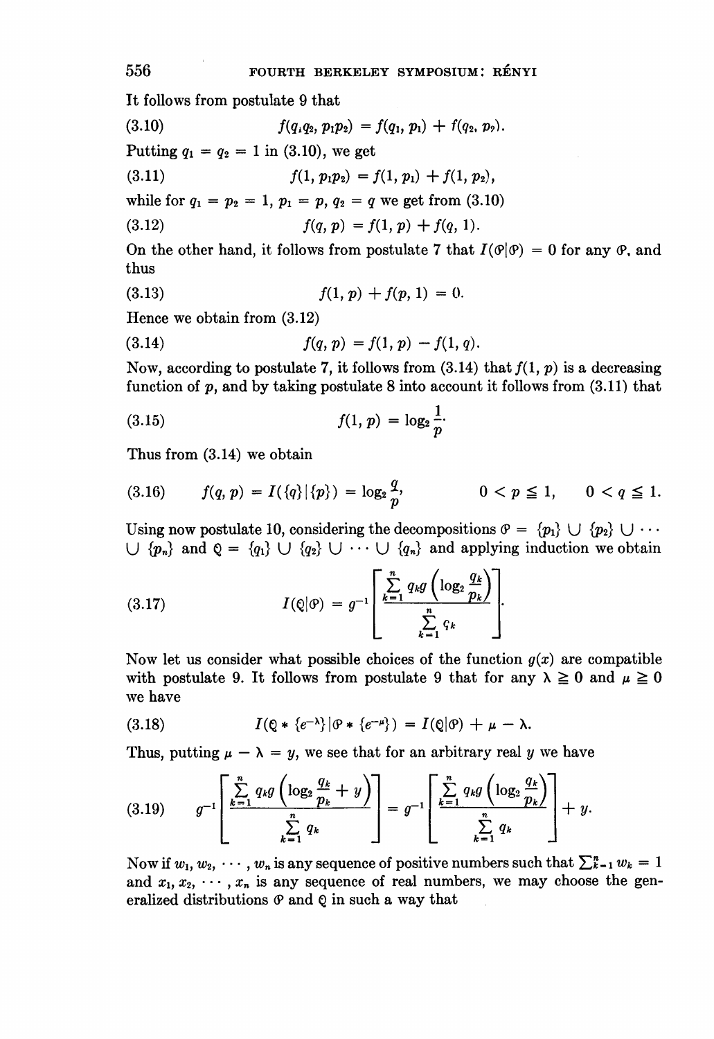It follows from postulate 9 that

$$f(q_1q_2, p_1p_2) = f(q_1, p_1) + f(q_2, p_2). \tag{3.10}$$

Putting $q_1 = q_2 = 1$ in (3.10), we get

$$f(1, p_1p_2) = f(1, p_1) + f(1, p_2), \tag{3.11}$$

while for $q_1 = p_2 = 1$, $p_1 = p$, $q_2 = q$ we get from (3.10)

$$f(q, p) = f(1, p) + f(q, 1). \tag{3.12}$$

On the other hand, it follows from postulate 7 that $I(\mathcal{P}|\mathcal{P}) = 0$ for any $\mathcal{P}$, and thus

$$f(1, p) + f(p, 1) = 0. \tag{3.13}$$

Hence we obtain from (3.12)

$$f(q, p) = f(1, p) - f(1, q). \tag{3.14}$$

Now, according to postulate 7, it follows from (3.14) that $f(1, p)$ is a decreasing function of $p$, and by taking postulate 8 into account it follows from (3.11) that

$$f(1, p) = \log_2 \frac{1}{p}. \tag{3.15}$$

Thus from (3.14) we obtain

$$f(q, p) = I(\{q\}|\{p\}) = \log_2 \frac{q}{p}, \qquad 0 < p \leqq 1, \quad 0 < q \leqq 1. \tag{3.16}$$

Using now postulate 10, considering the decompositions $\mathcal{P} = \{p_1\} \cup \{p_2\} \cup \cdots \cup \{p_n\}$ and $\mathcal{Q} = \{q_1\} \cup \{q_2\} \cup \cdots \cup \{q_n\}$ and applying induction we obtain

$$I(\mathcal{Q}|\mathcal{P}) = g^{-1}\left[\frac{\sum_{k=1}^{n} q_k g\left(\log_2 \frac{q_k}{p_k}\right)}{\sum_{k=1}^{n} q_k}\right]. \tag{3.17}$$

Now let us consider what possible choices of the function $g(x)$ are compatible with postulate 9. It follows from postulate 9 that for any $\lambda \geqq 0$ and $\mu \geqq 0$ we have

$$I(\mathcal{Q} * \{e^{-\lambda}\}|\mathcal{P} * \{e^{-\mu}\}) = I(\mathcal{Q}|\mathcal{P}) + \mu - \lambda. \tag{3.18}$$

Thus, putting $\mu - \lambda = y$, we see that for an arbitrary real $y$ we have

$$g^{-1}\left[\frac{\sum_{k=1}^{n} q_k g\left(\log_2 \frac{q_k}{p_k} + y\right)}{\sum_{k=1}^{n} q_k}\right] = g^{-1}\left[\frac{\sum_{k=1}^{n} q_k g\left(\log_2 \frac{q_k}{p_k}\right)}{\sum_{k=1}^{n} q_k}\right] + y. \tag{3.19}$$

Now if $w_1, w_2, \cdots, w_n$ is any sequence of positive numbers such that $\sum_{k=1}^{n} w_k = 1$ and $x_1, x_2, \cdots, x_n$ is any sequence of real numbers, we may choose the generalized distributions $\mathcal{P}$ and $\mathcal{Q}$ in such a way that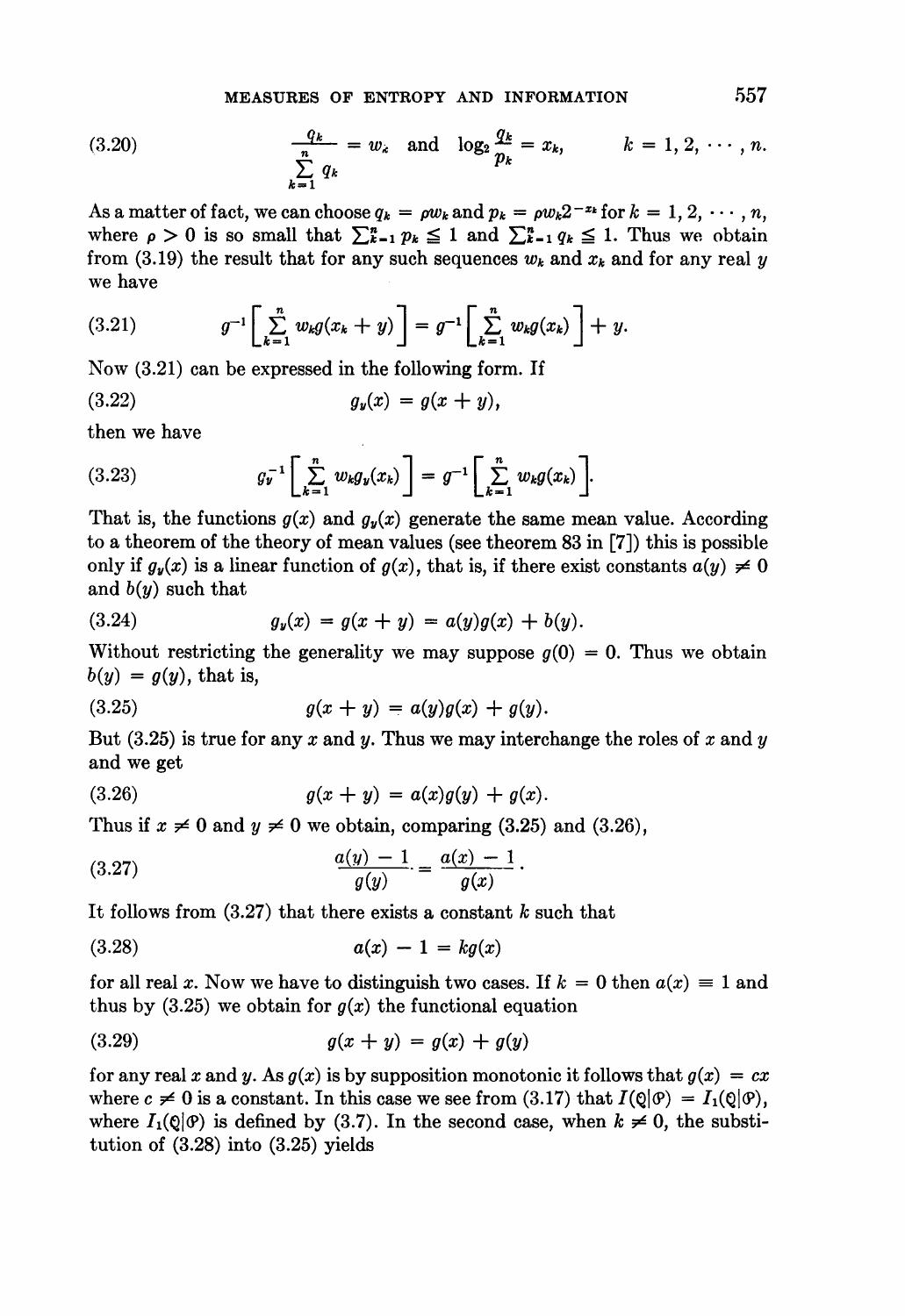$$\frac{q_k}{\sum_{k=1}^{n} q_k} = w_k \quad \text{and} \quad \log_2 \frac{q_k}{p_k} = x_k, \qquad k = 1, 2, \cdots, n. \tag{3.20}$$

As a matter of fact, we can choose $q_k = \rho w_k$ and $p_k = \rho w_k 2^{-x_k}$ for $k = 1, 2, \cdots, n$, where $\rho > 0$ is so small that $\sum_{k=1}^{n} p_k \leqq 1$ and $\sum_{k=1}^{n} q_k \leqq 1$. Thus we obtain from (3.19) the result that for any such sequences $w_k$ and $x_k$ and for any real $y$ we have

$$g^{-1}\left[\sum_{k=1}^{n} w_k g(x_k + y)\right] = g^{-1}\left[\sum_{k=1}^{n} w_k g(x_k)\right] + y. \tag{3.21}$$

Now (3.21) can be expressed in the following form. If

$$g_y(x) = g(x + y), \tag{3.22}$$

then we have

$$g_y^{-1}\left[\sum_{k=1}^{n} w_k g_y(x_k)\right] = g^{-1}\left[\sum_{k=1}^{n} w_k g(x_k)\right]. \tag{3.23}$$

That is, the functions $g(x)$ and $g_y(x)$ generate the same mean value. According to a theorem of the theory of mean values (see theorem 83 in [7]) this is possible only if $g_y(x)$ is a linear function of $g(x)$, that is, if there exist constants $a(y) \neq 0$ and $b(y)$ such that

$$g_y(x) = g(x + y) = a(y)g(x) + b(y). \tag{3.24}$$

Without restricting the generality we may suppose $g(0) = 0$. Thus we obtain $b(y) = g(y)$, that is,

$$g(x + y) = a(y)g(x) + g(y). \tag{3.25}$$

But (3.25) is true for any $x$ and $y$. Thus we may interchange the roles of $x$ and $y$ and we get

$$g(x + y) = a(x)g(y) + g(x). \tag{3.26}$$

Thus if $x \neq 0$ and $y \neq 0$ we obtain, comparing (3.25) and (3.26),

$$\frac{a(y) - 1}{g(y)} = \frac{a(x) - 1}{g(x)}. \tag{3.27}$$

It follows from (3.27) that there exists a constant $k$ such that

$$a(x) - 1 = kg(x) \tag{3.28}$$

for all real $x$. Now we have to distinguish two cases. If $k = 0$ then $a(x) \equiv 1$ and thus by (3.25) we obtain for $g(x)$ the functional equation

$$g(x + y) = g(x) + g(y) \tag{3.29}$$

for any real $x$ and $y$. As $g(x)$ is by supposition monotonic it follows that $g(x) = cx$ where $c \neq 0$ is a constant. In this case we see from (3.17) that $I(\mathcal{Q}|\mathcal{P}) = I_1(\mathcal{Q}|\mathcal{P})$, where $I_1(\mathcal{Q}|\mathcal{P})$ is defined by (3.7). In the second case, when $k \neq 0$, the substitution of (3.28) into (3.25) yields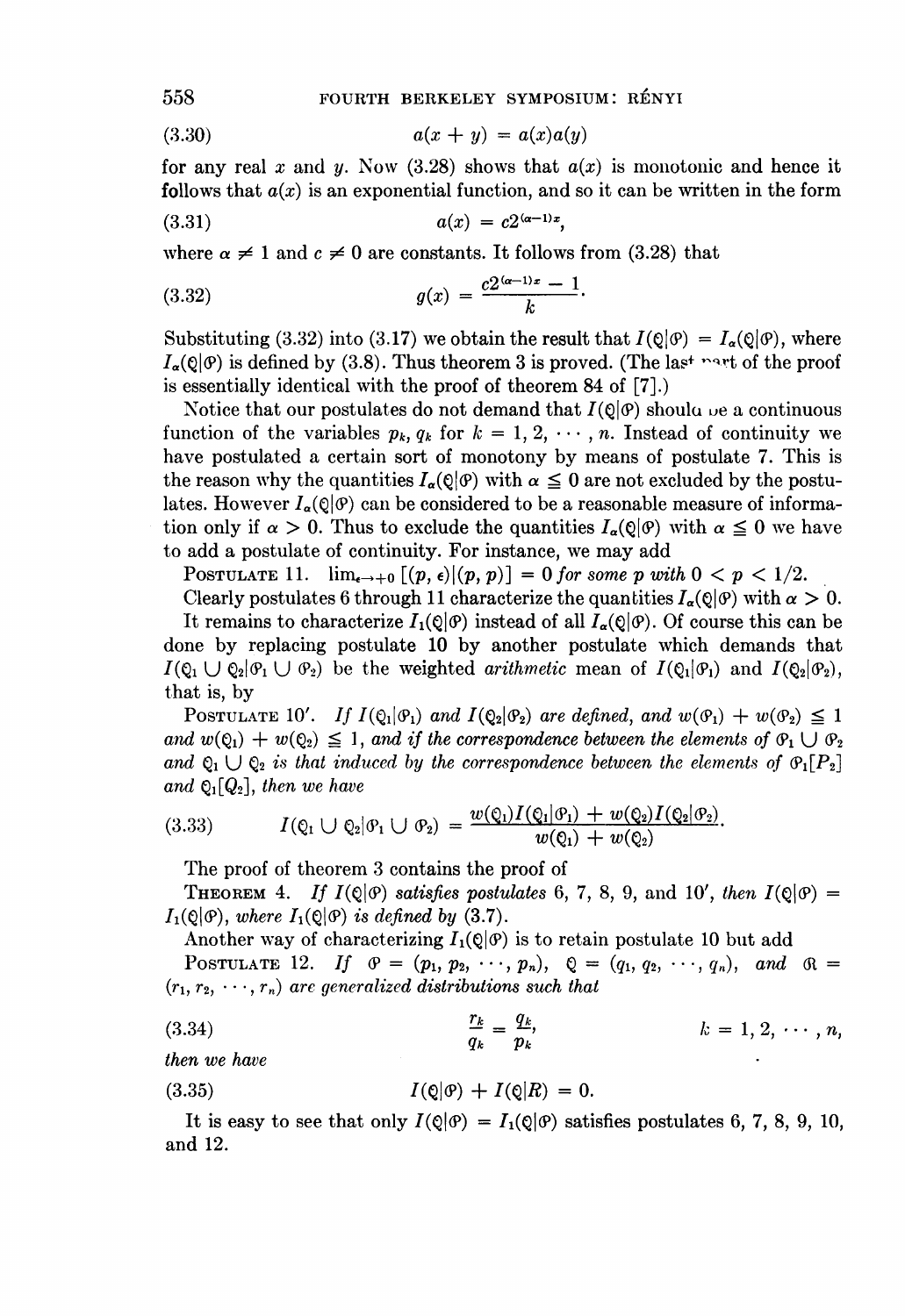$$a(x + y) = a(x)a(y) \tag{3.30}$$

for any real $x$ and $y$. Now (3.28) shows that $a(x)$ is monotonic and hence it follows that $a(x)$ is an exponential function, and so it can be written in the form

$$a(x) = c2^{(\alpha-1)x}, \tag{3.31}$$

where $\alpha \neq 1$ and $c \neq 0$ are constants. It follows from (3.28) that

$$g(x) = \frac{c2^{(\alpha-1)x} - 1}{k}. \tag{3.32}$$

Substituting (3.32) into (3.17) we obtain the result that $I(\mathcal{Q}|\mathcal{P}) = I_\alpha(\mathcal{Q}|\mathcal{P})$, where $I_\alpha(\mathcal{Q}|\mathcal{P})$ is defined by (3.8). Thus theorem 3 is proved. (The last part of the proof is essentially identical with the proof of theorem 84 of [7].)

Notice that our postulates do not demand that $I(\mathcal{Q}|\mathcal{P})$ should be a continuous function of the variables $p_k$, $q_k$ for $k = 1, 2, \cdots, n$. Instead of continuity we have postulated a certain sort of monotony by means of postulate 7. This is the reason why the quantities $I_\alpha(\mathcal{Q}|\mathcal{P})$ with $\alpha \leqq 0$ are not excluded by the postulates. However $I_\alpha(\mathcal{Q}|\mathcal{P})$ can be considered to be a reasonable measure of information only if $\alpha > 0$. Thus to exclude the quantities $I_\alpha(\mathcal{Q}|\mathcal{P})$ with $\alpha \leqq 0$ we have to add a postulate of continuity. For instance, we may add

POSTULATE 11. *$\lim_{\epsilon \to +0} [(p, \epsilon)|(p, p)] = 0$ for some $p$ with $0 < p < 1/2$.*

Clearly postulates 6 through 11 characterize the quantities $I_\alpha(\mathcal{Q}|\mathcal{P})$ with $\alpha > 0$.

It remains to characterize $I_1(\mathcal{Q}|\mathcal{P})$ instead of all $I_\alpha(\mathcal{Q}|\mathcal{P})$. Of course this can be done by replacing postulate 10 by another postulate which demands that $I(\mathcal{Q}_1 \cup \mathcal{Q}_2|\mathcal{P}_1 \cup \mathcal{P}_2)$ be the weighted *arithmetic* mean of $I(\mathcal{Q}_1|\mathcal{P}_1)$ and $I(\mathcal{Q}_2|\mathcal{P}_2)$, that is, by

POSTULATE 10′. *If $I(\mathcal{Q}_1|\mathcal{P}_1)$ and $I(\mathcal{Q}_2|\mathcal{P}_2)$ are defined, and $w(\mathcal{P}_1) + w(\mathcal{P}_2) \leqq 1$ and $w(\mathcal{Q}_1) + w(\mathcal{Q}_2) \leqq 1$, and if the correspondence between the elements of $\mathcal{P}_1 \cup \mathcal{P}_2$ and $\mathcal{Q}_1 \cup \mathcal{Q}_2$ is that induced by the correspondence between the elements of $\mathcal{P}_1[P_2]$ and $\mathcal{Q}_1[Q_2]$, then we have*

$$I(\mathcal{Q}_1 \cup \mathcal{Q}_2|\mathcal{P}_1 \cup \mathcal{P}_2) = \frac{w(\mathcal{Q}_1)I(\mathcal{Q}_1|\mathcal{P}_1) + w(\mathcal{Q}_2)I(\mathcal{Q}_2|\mathcal{P}_2)}{w(\mathcal{Q}_1) + w(\mathcal{Q}_2)}. \tag{3.33}$$

The proof of theorem 3 contains the proof of

THEOREM 4. *If $I(\mathcal{Q}|\mathcal{P})$ satisfies postulates 6, 7, 8, 9, and 10′, then $I(\mathcal{Q}|\mathcal{P}) = I_1(\mathcal{Q}|\mathcal{P})$, where $I_1(\mathcal{Q}|\mathcal{P})$ is defined by (3.7).*

Another way of characterizing $I_1(\mathcal{Q}|\mathcal{P})$ is to retain postulate 10 but add

POSTULATE 12. *If $\mathcal{P} = (p_1, p_2, \cdots, p_n)$, $\mathcal{Q} = (q_1, q_2, \cdots, q_n)$, and $\mathcal{R} = (r_1, r_2, \cdots, r_n)$ are generalized distributions such that*

$$\frac{r_k}{q_k} = \frac{q_k}{p_k}, \qquad k = 1, 2, \cdots, n, \tag{3.34}$$

*then we have*

$$I(\mathcal{Q}|\mathcal{P}) + I(\mathcal{Q}|R) = 0. \tag{3.35}$$

It is easy to see that only $I(\mathcal{Q}|\mathcal{P}) = I_1(\mathcal{Q}|\mathcal{P})$ satisfies postulates 6, 7, 8, 9, 10, and 12.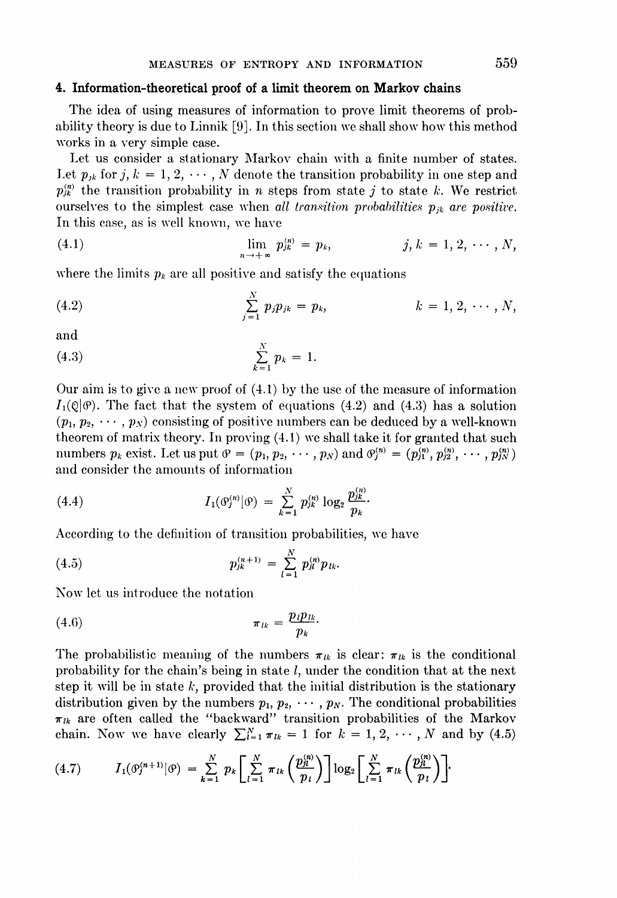## 4. Information-theoretical proof of a limit theorem on Markov chains

The idea of using measures of information to prove limit theorems of probability theory is due to Linnik [9]. In this section we shall show how this method works in a very simple case.

Let us consider a stationary Markov chain with a finite number of states. Let $p_{jk}$ for $j, k = 1, 2, \cdots, N$ denote the transition probability in one step and $p_{jk}^{(n)}$ the transition probability in $n$ steps from state $j$ to state $k$. We restrict ourselves to the simplest case when *all transition probabilities $p_{jk}$ are positive.* In this case, as is well known, we have

$$\lim_{n \to +\infty} p_{jk}^{(n)} = p_k, \qquad j, k = 1, 2, \cdots, N, \tag{4.1}$$

where the limits $p_k$ are all positive and satisfy the equations

$$\sum_{j=1}^{N} p_j p_{jk} = p_k, \qquad k = 1, 2, \cdots, N, \tag{4.2}$$

and

$$\sum_{k=1}^{N} p_k = 1. \tag{4.3}$$

Our aim is to give a new proof of (4.1) by the use of the measure of information $I_1(\mathcal{Q}|\mathcal{P})$. The fact that the system of equations (4.2) and (4.3) has a solution $(p_1, p_2, \cdots, p_N)$ consisting of positive numbers can be deduced by a well-known theorem of matrix theory. In proving (4.1) we shall take it for granted that such numbers $p_k$ exist. Let us put $\mathcal{P} = (p_1, p_2, \cdots, p_N)$ and $\mathcal{P}_j^{(n)} = (p_{j1}^{(n)}, p_{j2}^{(n)}, \cdots, p_{jN}^{(n)})$ and consider the amounts of information

$$I_1(\mathcal{P}_j^{(n)}|\mathcal{P}) = \sum_{k=1}^{N} p_{jk}^{(n)} \log_2 \frac{p_{jk}^{(n)}}{p_k}. \tag{4.4}$$

According to the definition of transition probabilities, we have

$$p_{jk}^{(n+1)} = \sum_{l=1}^{N} p_{jl}^{(n)} p_{lk}. \tag{4.5}$$

Now let us introduce the notation

$$\pi_{lk} = \frac{p_l p_{lk}}{p_k}. \tag{4.6}$$

The probabilistic meaning of the numbers $\pi_{lk}$ is clear: $\pi_{lk}$ is the conditional probability for the chain's being in state $l$, under the condition that at the next step it will be in state $k$, provided that the initial distribution is the stationary distribution given by the numbers $p_1, p_2, \cdots, p_N$. The conditional probabilities $\pi_{lk}$ are often called the "backward" transition probabilities of the Markov chain. Now we have clearly $\sum_{l=1}^{N} \pi_{lk} = 1$ for $k = 1, 2, \cdots, N$ and by (4.5)

$$I_1(\mathcal{P}_j^{(n+1)}|\mathcal{P}) = \sum_{k=1}^{N} p_k \left[ \sum_{l=1}^{N} \pi_{lk} \left( \frac{p_{jl}^{(n)}}{p_l} \right) \right] \log_2 \left[ \sum_{l=1}^{N} \pi_{lk} \left( \frac{p_{jl}^{(n)}}{p_l} \right) \right]. \tag{4.7}$$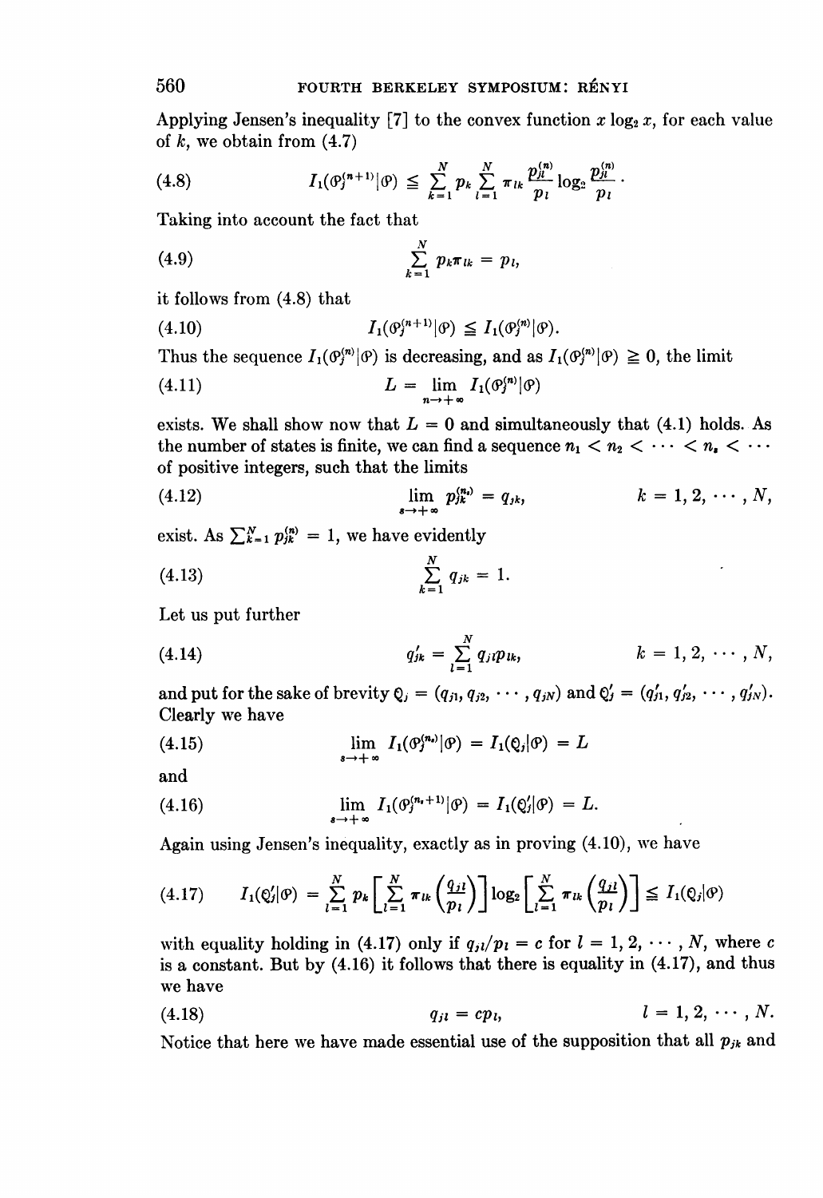Applying Jensen's inequality [7] to the convex function $x \log_2 x$, for each value of $k$, we obtain from (4.7)

$$I_1(\mathcal{P}_j^{(n+1)}|\mathcal{P}) \leqq \sum_{k=1}^{N} p_k \sum_{l=1}^{N} \pi_{lk} \frac{p_{jl}^{(n)}}{p_l} \log_2 \frac{p_{jl}^{(n)}}{p_l}. \tag{4.8}$$

Taking into account the fact that

$$\sum_{k=1}^{N} p_k \pi_{lk} = p_l, \tag{4.9}$$

it follows from (4.8) that

$$I_1(\mathcal{P}_j^{(n+1)}|\mathcal{P}) \leqq I_1(\mathcal{P}_j^{(n)}|\mathcal{P}). \tag{4.10}$$

Thus the sequence $I_1(\mathcal{P}_j^{(n)}|\mathcal{P})$ is decreasing, and as $I_1(\mathcal{P}_j^{(n)}|\mathcal{P}) \geqq 0$, the limit

$$L = \lim_{n \to +\infty} I_1(\mathcal{P}_j^{(n)}|\mathcal{P}) \tag{4.11}$$

exists. We shall show now that $L = 0$ and simultaneously that (4.1) holds. As the number of states is finite, we can find a sequence $n_1 < n_2 < \cdots < n_s < \cdots$ of positive integers, such that the limits

$$\lim_{s \to +\infty} p_{jk}^{(n_s)} = q_{jk}, \qquad k = 1, 2, \cdots, N, \tag{4.12}$$

exist. As $\sum_{k=1}^{N} p_{jk}^{(n)} = 1$, we have evidently

$$\sum_{k=1}^{N} q_{jk} = 1. \tag{4.13}$$

Let us put further

$$q'_{jk} = \sum_{l=1}^{N} q_{jl} p_{lk}, \qquad k = 1, 2, \cdots, N, \tag{4.14}$$

and put for the sake of brevity $\mathcal{Q}_j = (q_{j1}, q_{j2}, \cdots, q_{jN})$ and $\mathcal{Q}'_j = (q'_{j1}, q'_{j2}, \cdots, q'_{jN})$. Clearly we have

$$\lim_{s \to +\infty} I_1(\mathcal{P}_j^{(n_s)}|\mathcal{P}) = I_1(\mathcal{Q}_j|\mathcal{P}) = L \tag{4.15}$$

and

$$\lim_{s \to +\infty} I_1(\mathcal{P}_j^{(n_s+1)}|\mathcal{P}) = I_1(\mathcal{Q}'_j|\mathcal{P}) = L. \tag{4.16}$$

Again using Jensen's inequality, exactly as in proving (4.10), we have

$$I_1(\mathcal{Q}'_j|\mathcal{P}) = \sum_{l=1}^{N} p_k \left[\sum_{l=1}^{N} \pi_{lk} \left(\frac{q_{jl}}{p_l}\right)\right] \log_2 \left[\sum_{l=1}^{N} \pi_{lk} \left(\frac{q_{jl}}{p_l}\right)\right] \leqq I_1(\mathcal{Q}_j|\mathcal{P}) \tag{4.17}$$

with equality holding in (4.17) only if $q_{jl}/p_l = c$ for $l = 1, 2, \cdots, N$, where $c$ is a constant. But by (4.16) it follows that there is equality in (4.17), and thus we have

$$q_{jl} = c p_l, \qquad l = 1, 2, \cdots, N. \tag{4.18}$$

Notice that here we have made essential use of the supposition that all $p_{jk}$ and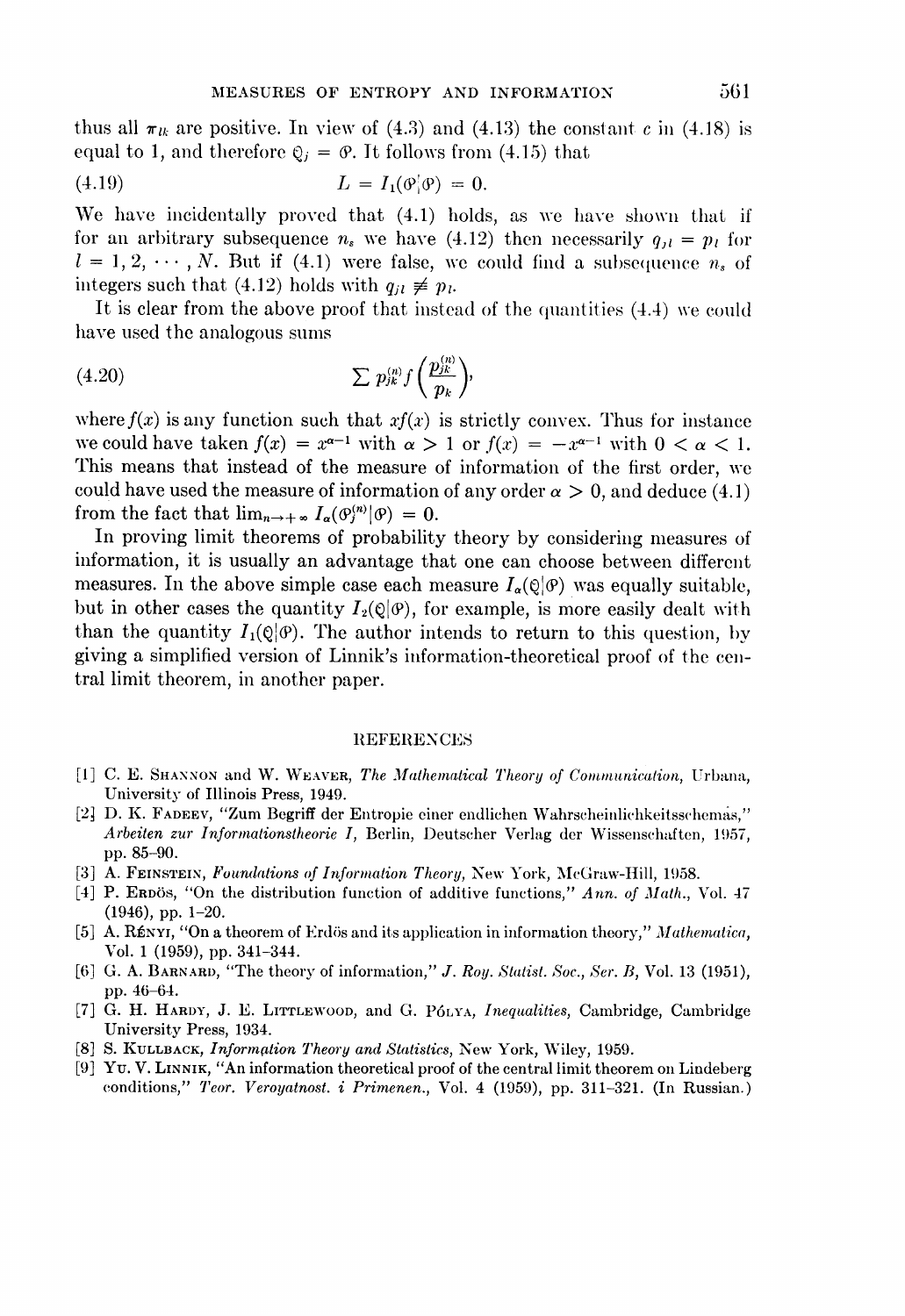thus all $\pi_{lk}$ are positive. In view of (4.3) and (4.13) the constant $c$ in (4.18) is equal to 1, and therefore $\mathcal{Q}_j = \mathcal{P}$. It follows from (4.15) that

$$L = I_1(\mathcal{P}|\mathcal{P}) = 0. \tag{4.19}$$

We have incidentally proved that (4.1) holds, as we have shown that if for an arbitrary subsequence $n_s$ we have (4.12) then necessarily $q_{jl} = p_l$ for $l = 1, 2, \cdots, N$. But if (4.1) were false, we could find a subsequence $n_s$ of integers such that (4.12) holds with $q_{jl} \not\equiv p_l$.

It is clear from the above proof that instead of the quantities (4.4) we could have used the analogous sums

$$\sum p_{jk}^{(n)} f\left(\frac{p_{jk}^{(n)}}{p_k}\right), \tag{4.20}$$

where $f(x)$ is any function such that $xf(x)$ is strictly convex. Thus for instance we could have taken $f(x) = x^{\alpha-1}$ with $\alpha > 1$ or $f(x) = -x^{\alpha-1}$ with $0 < \alpha < 1$. This means that instead of the measure of information of the first order, we could have used the measure of information of any order $\alpha > 0$, and deduce (4.1) from the fact that $\lim_{n\to+\infty} I_\alpha(\mathcal{P}_j^{(n)}|\mathcal{P}) = 0$.

In proving limit theorems of probability theory by considering measures of information, it is usually an advantage that one can choose between different measures. In the above simple case each measure $I_\alpha(\mathcal{Q}|\mathcal{P})$ was equally suitable, but in other cases the quantity $I_2(\mathcal{Q}|\mathcal{P})$, for example, is more easily dealt with than the quantity $I_1(\mathcal{Q}|\mathcal{P})$. The author intends to return to this question, by giving a simplified version of Linnik's information-theoretical proof of the central limit theorem, in another paper.

## REFERENCES

[1] C. E. Shannon and W. Weaver, *The Mathematical Theory of Communication*, Urbana, University of Illinois Press, 1949.

[2] D. K. Fadeev, "Zum Begriff der Entropie einer endlichen Wahrscheinlichkeitsschemas," *Arbeiten zur Informationstheorie I*, Berlin, Deutscher Verlag der Wissenschaften, 1957, pp. 85–90.

[3] A. Feinstein, *Foundations of Information Theory*, New York, McGraw-Hill, 1958.

[4] P. Erdös, "On the distribution function of additive functions," *Ann. of Math.*, Vol. 47 (1946), pp. 1–20.

[5] A. Rényi, "On a theorem of Erdös and its application in information theory," *Mathematica*, Vol. 1 (1959), pp. 341–344.

[6] G. A. Barnard, "The theory of information," *J. Roy. Statist. Soc., Ser. B*, Vol. 13 (1951), pp. 46–64.

[7] G. H. Hardy, J. E. Littlewood, and G. Pólya, *Inequalities*, Cambridge, Cambridge University Press, 1934.

[8] S. Kullback, *Information Theory and Statistics*, New York, Wiley, 1959.

[9] Yu. V. Linnik, "An information theoretical proof of the central limit theorem on Lindeberg conditions," *Teor. Veroyatnost. i Primenen.*, Vol. 4 (1959), pp. 311–321. (In Russian.)